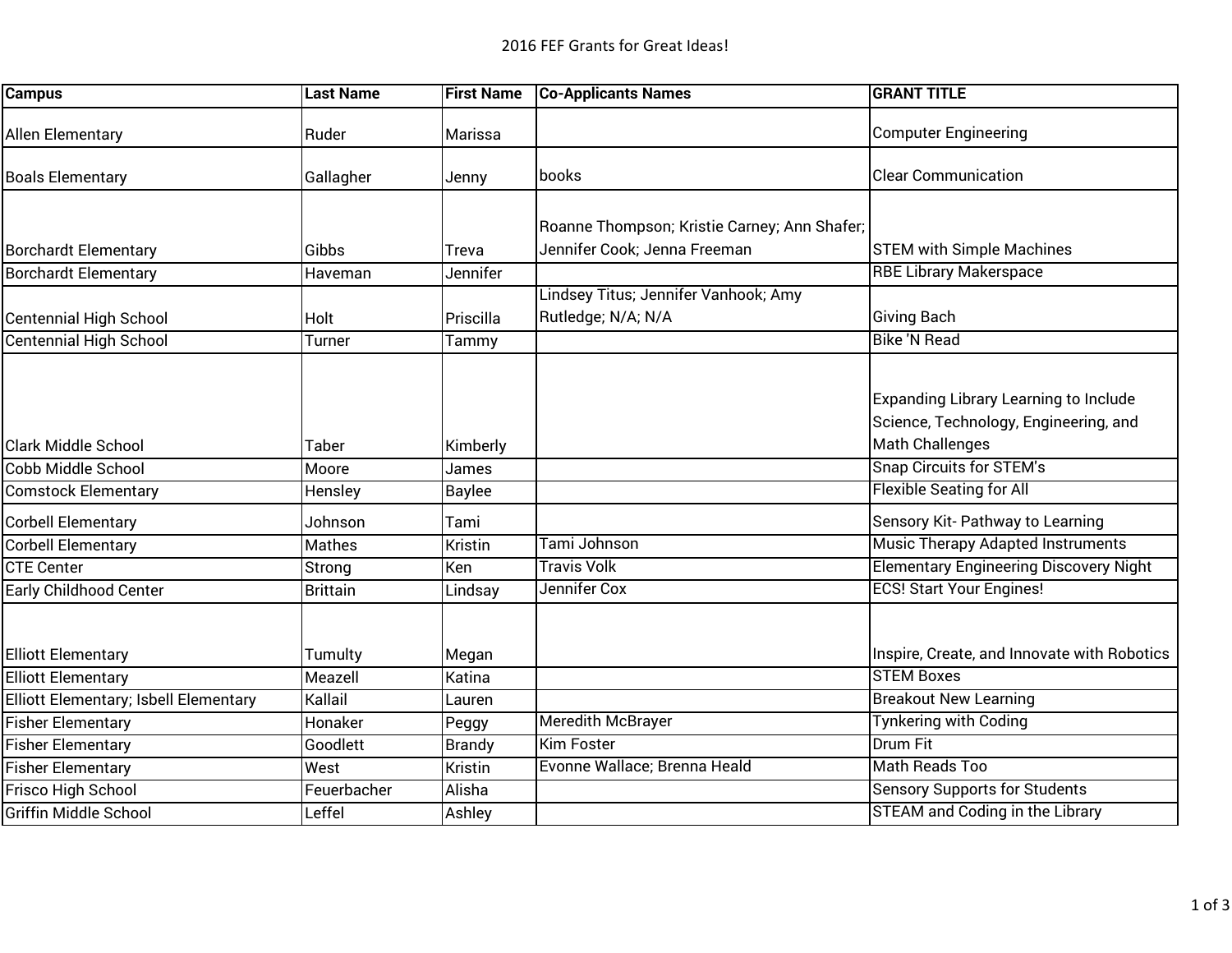# 2016 FEF Grants for Great Ideas!

| Campus | Last Name | First Name | Co-Applicants Names | GRANT TITLE |
|---|---|---|---|---|
| Allen Elementary | Ruder | Marissa | | Computer Engineering |
| Boals Elementary | Gallagher | Jenny | books | Clear Communication |
| Borchardt Elementary | Gibbs | Treva | Roanne Thompson; Kristie Carney; Ann Shafer; Jennifer Cook; Jenna Freeman | STEM with Simple Machines |
| Borchardt Elementary | Haveman | Jennifer | | RBE Library Makerspace |
| Centennial High School | Holt | Priscilla | Lindsey Titus; Jennifer Vanhook; Amy Rutledge; N/A; N/A | Giving Bach |
| Centennial High School | Turner | Tammy | | Bike 'N Read |
| Clark Middle School | Taber | Kimberly | | Expanding Library Learning to Include Science, Technology, Engineering, and Math Challenges |
| Cobb Middle School | Moore | James | | Snap Circuits for STEM's |
| Comstock Elementary | Hensley | Baylee | | Flexible Seating for All |
| Corbell Elementary | Johnson | Tami | | Sensory Kit- Pathway to Learning |
| Corbell Elementary | Mathes | Kristin | Tami Johnson | Music Therapy Adapted Instruments |
| CTE Center | Strong | Ken | Travis Volk | Elementary Engineering Discovery Night |
| Early Childhood Center | Brittain | Lindsay | Jennifer Cox | ECS! Start Your Engines! |
| Elliott Elementary | Tumulty | Megan | | Inspire, Create, and Innovate with Robotics |
| Elliott Elementary | Meazell | Katina | | STEM Boxes |
| Elliott Elementary; Isbell Elementary | Kallail | Lauren | | Breakout New Learning |
| Fisher Elementary | Honaker | Peggy | Meredith McBrayer | Tynkering with Coding |
| Fisher Elementary | Goodlett | Brandy | Kim Foster | Drum Fit |
| Fisher Elementary | West | Kristin | Evonne Wallace; Brenna Heald | Math Reads Too |
| Frisco High School | Feuerbacher | Alisha | | Sensory Supports for Students |
| Griffin Middle School | Leffel | Ashley | | STEAM and Coding in the Library |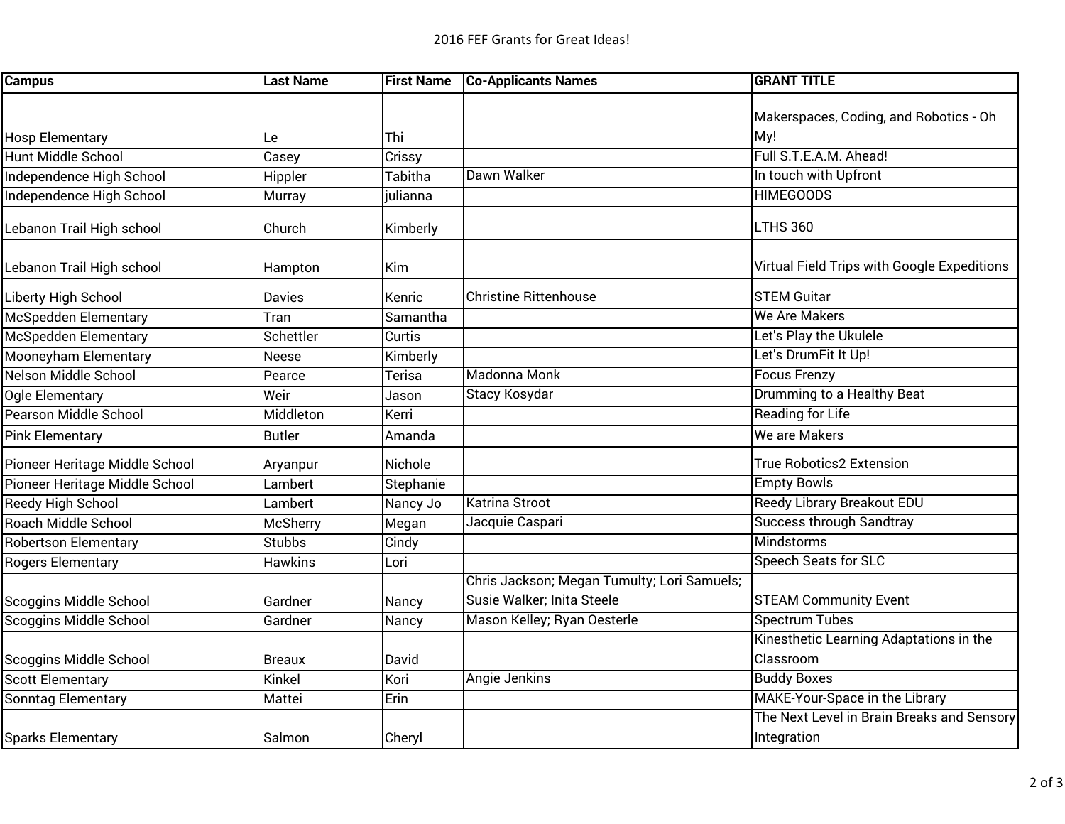2016 FEF Grants for Great Ideas!

| Campus | Last Name | First Name | Co-Applicants Names | GRANT TITLE |
|---|---|---|---|---|
| Hosp Elementary | Le | Thi | | Makerspaces, Coding, and Robotics - Oh My! |
| Hunt Middle School | Casey | Crissy | | Full S.T.E.A.M. Ahead! |
| Independence High School | Hippler | Tabitha | Dawn Walker | In touch with Upfront |
| Independence High School | Murray | julianna | | HIMEGOODS |
| Lebanon Trail High school | Church | Kimberly | | LTHS 360 |
| Lebanon Trail High school | Hampton | Kim | | Virtual Field Trips with Google Expeditions |
| Liberty High School | Davies | Kenric | Christine Rittenhouse | STEM Guitar |
| McSpedden Elementary | Tran | Samantha | | We Are Makers |
| McSpedden Elementary | Schettler | Curtis | | Let's Play the Ukulele |
| Mooneyham Elementary | Neese | Kimberly | | Let's DrumFit It Up! |
| Nelson Middle School | Pearce | Terisa | Madonna Monk | Focus Frenzy |
| Ogle Elementary | Weir | Jason | Stacy Kosydar | Drumming to a Healthy Beat |
| Pearson Middle School | Middleton | Kerri | | Reading for Life |
| Pink Elementary | Butler | Amanda | | We are Makers |
| Pioneer Heritage Middle School | Aryanpur | Nichole | | True Robotics2 Extension |
| Pioneer Heritage Middle School | Lambert | Stephanie | | Empty Bowls |
| Reedy High School | Lambert | Nancy Jo | Katrina Stroot | Reedy Library Breakout EDU |
| Roach Middle School | McSherry | Megan | Jacquie Caspari | Success through Sandtray |
| Robertson Elementary | Stubbs | Cindy | | Mindstorms |
| Rogers Elementary | Hawkins | Lori | | Speech Seats for SLC |
| Scoggins Middle School | Gardner | Nancy | Chris Jackson; Megan Tumulty; Lori Samuels; Susie Walker; Inita Steele | STEAM Community Event |
| Scoggins Middle School | Gardner | Nancy | Mason Kelley; Ryan Oesterle | Spectrum Tubes |
| Scoggins Middle School | Breaux | David | | Kinesthetic Learning Adaptations in the Classroom |
| Scott Elementary | Kinkel | Kori | Angie Jenkins | Buddy Boxes |
| Sonntag Elementary | Mattei | Erin | | MAKE-Your-Space in the Library |
| Sparks Elementary | Salmon | Cheryl | | The Next Level in Brain Breaks and Sensory Integration |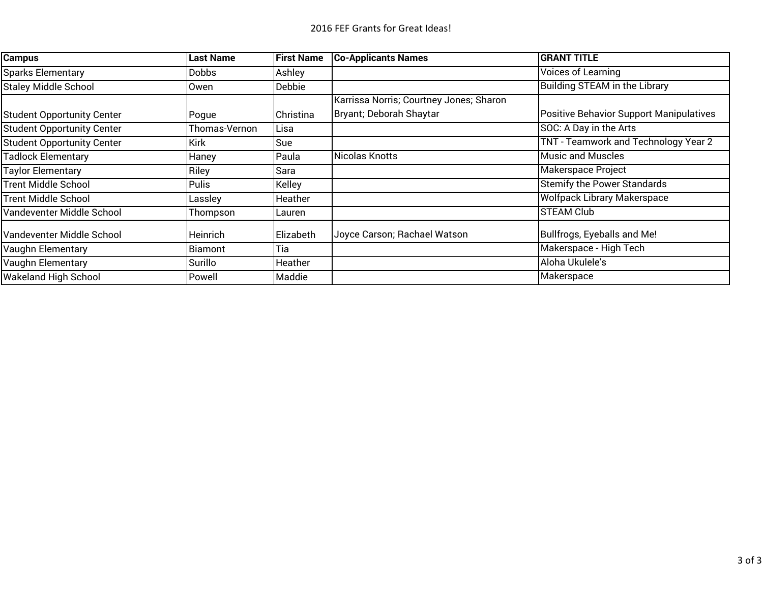2016 FEF Grants for Great Ideas!

| Campus | Last Name | First Name | Co-Applicants Names | GRANT TITLE |
|---|---|---|---|---|
| Sparks Elementary | Dobbs | Ashley | | Voices of Learning |
| Staley Middle School | Owen | Debbie | | Building STEAM in the Library |
| Student Opportunity Center | Pogue | Christina | Karrissa Norris; Courtney Jones; Sharon Bryant; Deborah Shaytar | Positive Behavior Support Manipulatives |
| Student Opportunity Center | Thomas-Vernon | Lisa | | SOC: A Day in the Arts |
| Student Opportunity Center | Kirk | Sue | | TNT - Teamwork and Technology Year 2 |
| Tadlock Elementary | Haney | Paula | Nicolas Knotts | Music and Muscles |
| Taylor Elementary | Riley | Sara | | Makerspace Project |
| Trent Middle School | Pulis | Kelley | | Stemify the Power Standards |
| Trent Middle School | Lassley | Heather | | Wolfpack Library Makerspace |
| Vandeventer Middle School | Thompson | Lauren | | STEAM Club |
| Vandeventer Middle School | Heinrich | Elizabeth | Joyce Carson; Rachael Watson | Bullfrogs, Eyeballs and Me! |
| Vaughn Elementary | Biamont | Tia | | Makerspace - High Tech |
| Vaughn Elementary | Surillo | Heather | | Aloha Ukulele's |
| Wakeland High School | Powell | Maddie | | Makerspace |